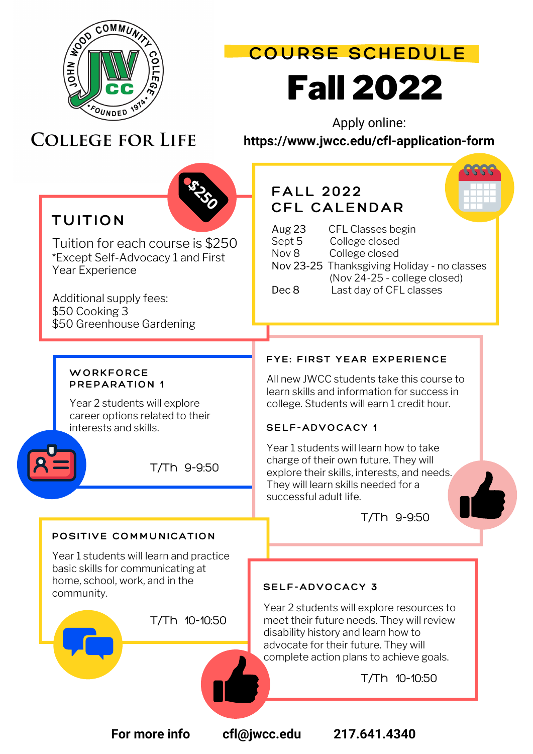# COURSE SCHEDULE

# Fall 2022

JOHN WOOD COMMUNITY COLLEGE • FOUNDED 1974 •

**COLLEGE FOR LIFE**

Apply online:
**https://www.jwcc.edu/cfl-application-form**

## TUITION

Tuition for each course is $250
*Except Self-Advocacy 1 and First Year Experience

Additional supply fees:
$50 Cooking 3
$50 Greenhouse Gardening

## FALL 2022 CFL CALENDAR

| | |
|---|---|
| Aug 23 | CFL Classes begin |
| Sept 5 | College closed |
| Nov 8 | College closed |
| Nov 23-25 | Thanksgiving Holiday - no classes (Nov 24-25 - college closed) |
| Dec 8 | Last day of CFL classes |

### WORKFORCE PREPARATION 1

Year 2 students will explore career options related to their interests and skills.

T/Th 9-9:50

### FYE: FIRST YEAR EXPERIENCE

All new JWCC students take this course to learn skills and information for success in college. Students will earn 1 credit hour.

### SELF-ADVOCACY 1

Year 1 students will learn how to take charge of their own future. They will explore their skills, interests, and needs. They will learn skills needed for a successful adult life.

T/Th 9-9:50

### POSITIVE COMMUNICATION

Year 1 students will learn and practice basic skills for communicating at home, school, work, and in the community.

T/Th 10-10:50

### SELF-ADVOCACY 3

Year 2 students will explore resources to meet their future needs. They will review disability history and learn how to advocate for their future. They will complete action plans to achieve goals.

T/Th 10-10:50

**For more info** **cfl@jwcc.edu** **217.641.4340**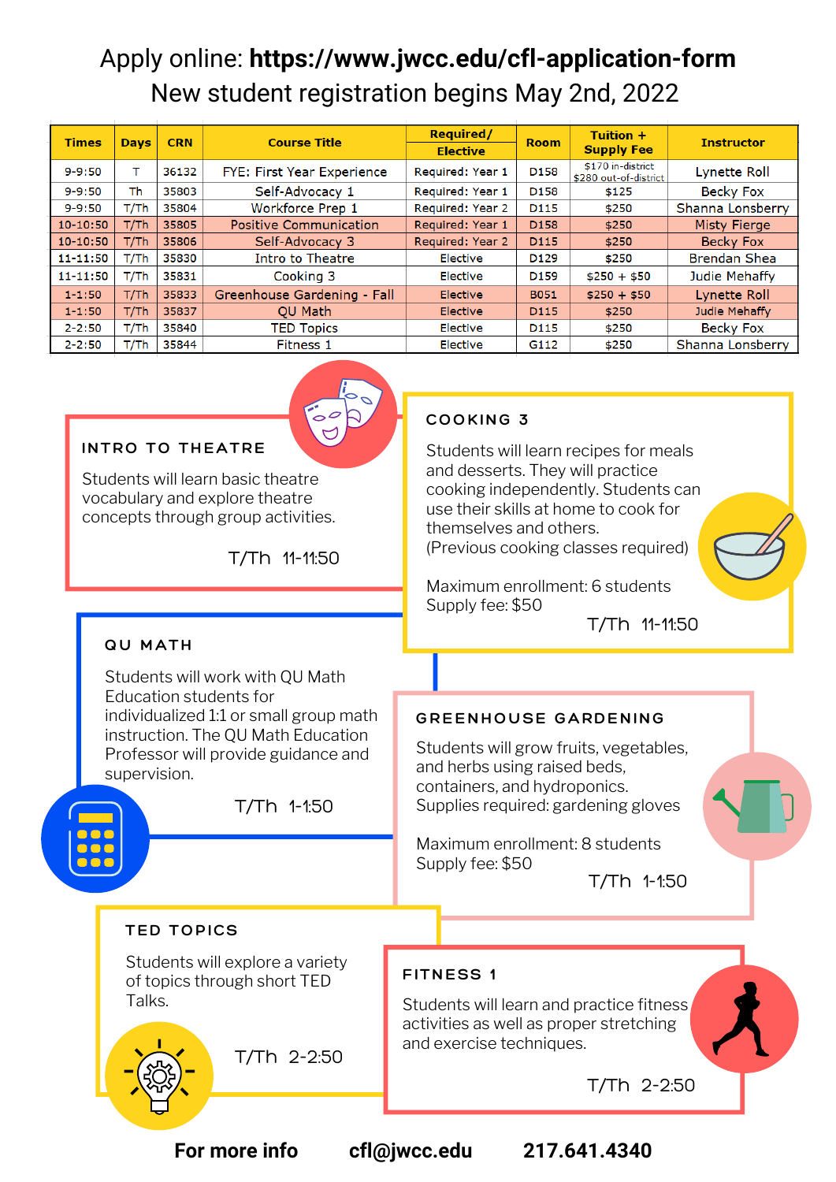Apply online: **https://www.jwcc.edu/cfl-application-form**

New student registration begins May 2nd, 2022

| Times | Days | CRN | Course Title | Required/ Elective | Room | Tuition + Supply Fee | Instructor |
|---|---|---|---|---|---|---|---|
| 9-9:50 | T | 36132 | FYE: First Year Experience | Required: Year 1 | D158 | $170 in-district $280 out-of-district | Lynette Roll |
| 9-9:50 | Th | 35803 | Self-Advocacy 1 | Required: Year 1 | D158 | $125 | Becky Fox |
| 9-9:50 | T/Th | 35804 | Workforce Prep 1 | Required: Year 2 | D115 | $250 | Shanna Lonsberry |
| 10-10:50 | T/Th | 35805 | Positive Communication | Required: Year 1 | D158 | $250 | Misty Fierge |
| 10-10:50 | T/Th | 35806 | Self-Advocacy 3 | Required: Year 2 | D115 | $250 | Becky Fox |
| 11-11:50 | T/Th | 35830 | Intro to Theatre | Elective | D129 | $250 | Brendan Shea |
| 11-11:50 | T/Th | 35831 | Cooking 3 | Elective | D159 | $250 + $50 | Judie Mehaffy |
| 1-1:50 | T/Th | 35833 | Greenhouse Gardening - Fall | Elective | B051 | $250 + $50 | Lynette Roll |
| 1-1:50 | T/Th | 35837 | QU Math | Elective | D115 | $250 | Judie Mehaffy |
| 2-2:50 | T/Th | 35840 | TED Topics | Elective | D115 | $250 | Becky Fox |
| 2-2:50 | T/Th | 35844 | Fitness 1 | Elective | G112 | $250 | Shanna Lonsberry |

## INTRO TO THEATRE

Students will learn basic theatre vocabulary and explore theatre concepts through group activities.

T/Th 11-11:50

## COOKING 3

Students will learn recipes for meals and desserts. They will practice cooking independently. Students can use their skills at home to cook for themselves and others.
(Previous cooking classes required)

Maximum enrollment: 6 students
Supply fee: $50

T/Th 11-11:50

## QU MATH

Students will work with QU Math Education students for individualized 1:1 or small group math instruction. The QU Math Education Professor will provide guidance and supervision.

T/Th 1-1:50

## GREENHOUSE GARDENING

Students will grow fruits, vegetables, and herbs using raised beds, containers, and hydroponics.
Supplies required: gardening gloves

Maximum enrollment: 8 students
Supply fee: $50

T/Th 1-1:50

## TED TOPICS

Students will explore a variety of topics through short TED Talks.

T/Th 2-2:50

## FITNESS 1

Students will learn and practice fitness activities as well as proper stretching and exercise techniques.

T/Th 2-2:50

**For more info** **cfl@jwcc.edu** **217.641.4340**